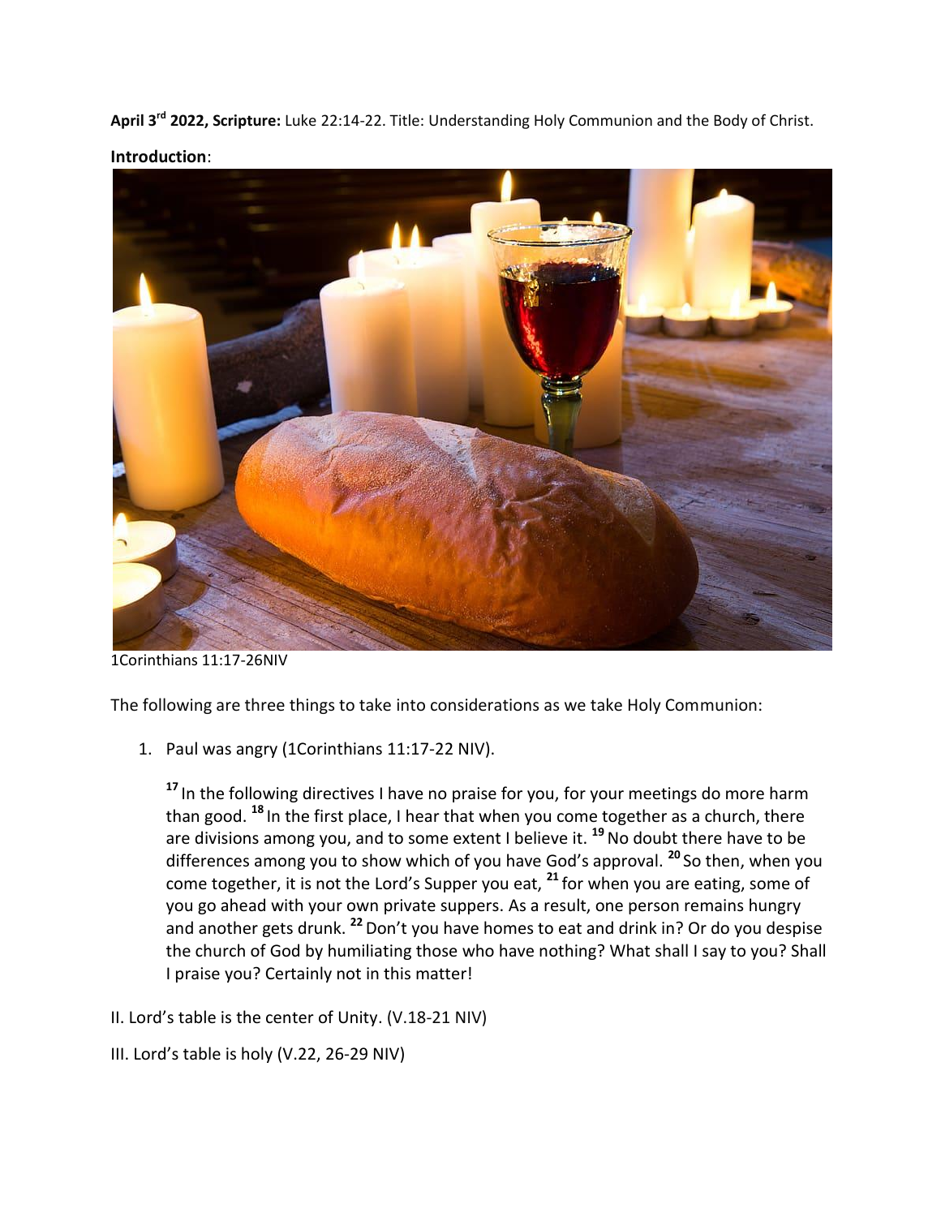**April 3rd 2022, Scripture:** Luke 22:14-22. Title: Understanding Holy Communion and the Body of Christ.

**Introduction**:

1Corinthians 11:17-26NIV

The following are three things to take into considerations as we take Holy Communion:

1. Paul was angry (1Corinthians 11:17-22 NIV).

   [17] In the following directives I have no praise for you, for your meetings do more harm than good. [18] In the first place, I hear that when you come together as a church, there are divisions among you, and to some extent I believe it. [19] No doubt there have to be differences among you to show which of you have God's approval. [20] So then, when you come together, it is not the Lord's Supper you eat, [21] for when you are eating, some of you go ahead with your own private suppers. As a result, one person remains hungry and another gets drunk. [22] Don't you have homes to eat and drink in? Or do you despise the church of God by humiliating those who have nothing? What shall I say to you? Shall I praise you? Certainly not in this matter!

II. Lord's table is the center of Unity. (V.18-21 NIV)

III. Lord's table is holy (V.22, 26-29 NIV)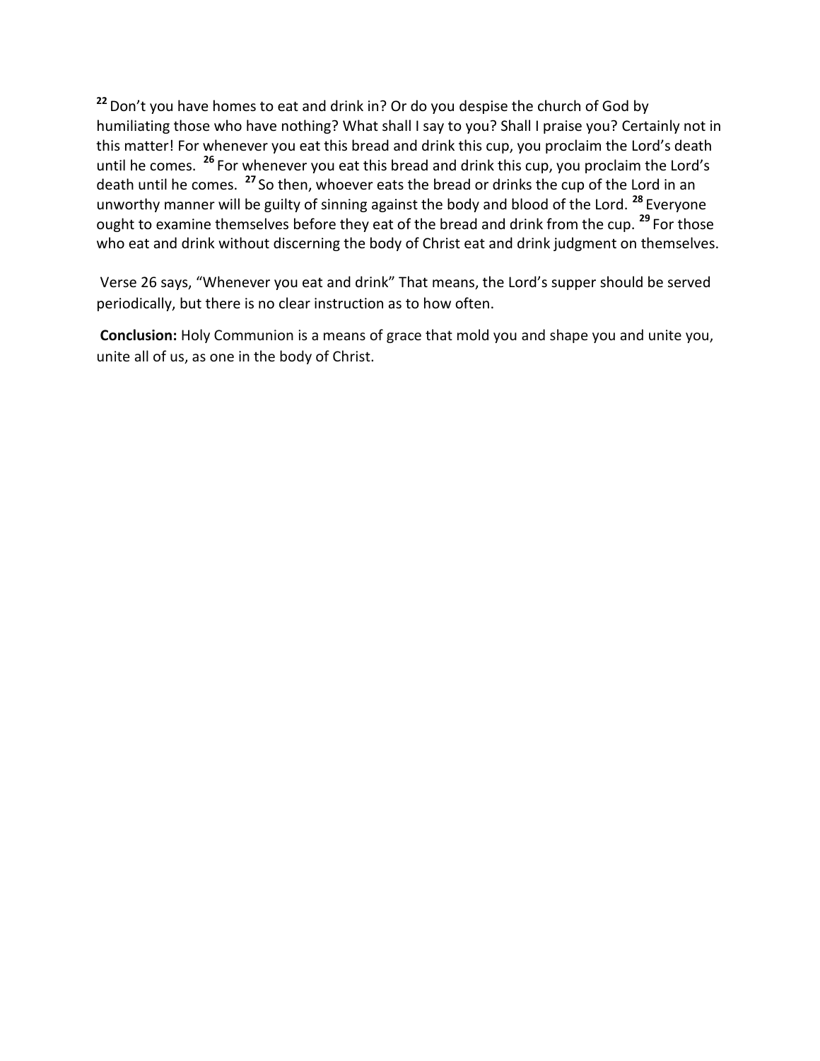[22] Don't you have homes to eat and drink in? Or do you despise the church of God by humiliating those who have nothing? What shall I say to you? Shall I praise you? Certainly not in this matter! For whenever you eat this bread and drink this cup, you proclaim the Lord's death until he comes. [26] For whenever you eat this bread and drink this cup, you proclaim the Lord's death until he comes. [27] So then, whoever eats the bread or drinks the cup of the Lord in an unworthy manner will be guilty of sinning against the body and blood of the Lord. [28] Everyone ought to examine themselves before they eat of the bread and drink from the cup. [29] For those who eat and drink without discerning the body of Christ eat and drink judgment on themselves.

Verse 26 says, "Whenever you eat and drink" That means, the Lord's supper should be served periodically, but there is no clear instruction as to how often.

**Conclusion:** Holy Communion is a means of grace that mold you and shape you and unite you, unite all of us, as one in the body of Christ.